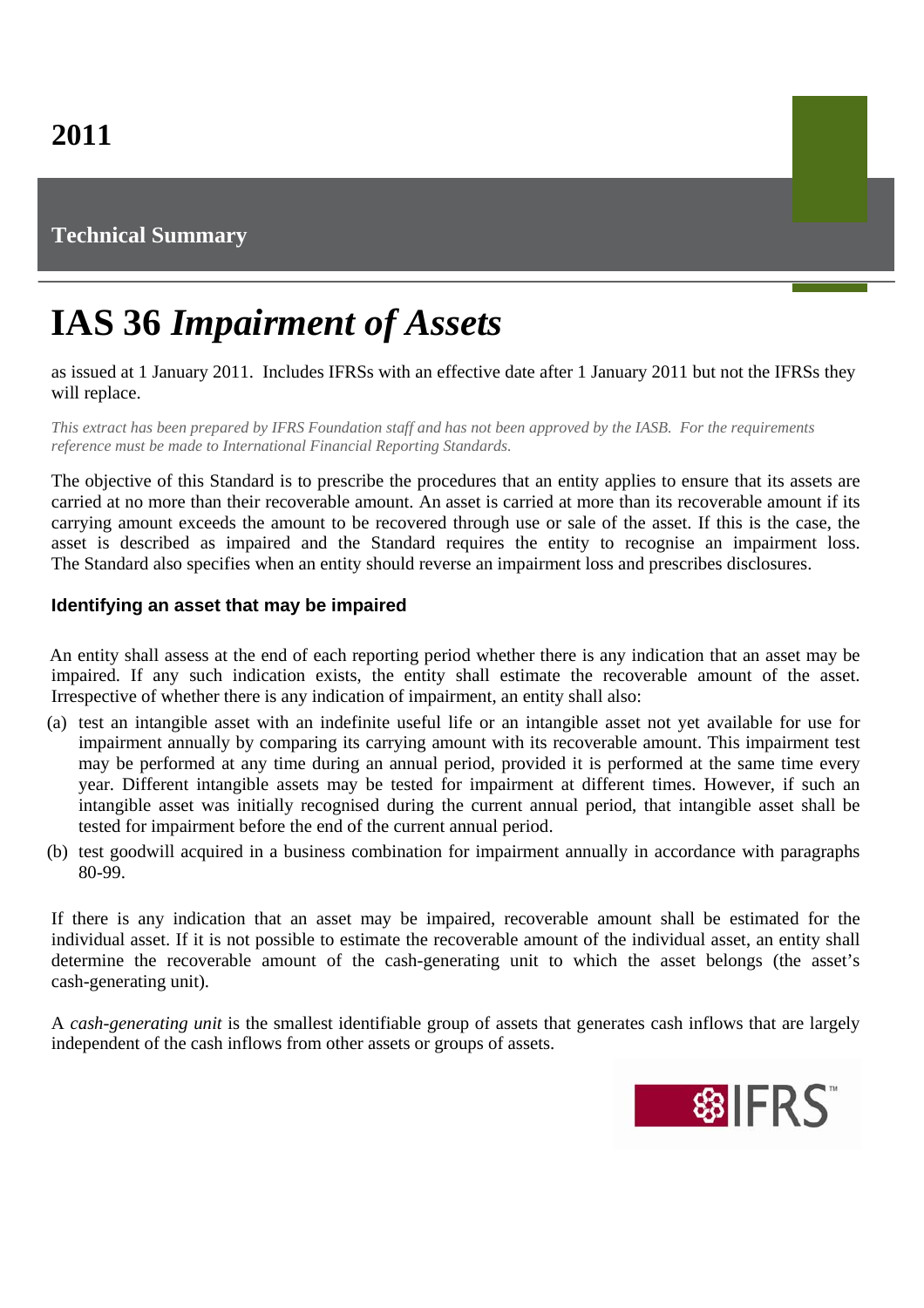2011

**Technical Summary**

# IAS 36 *Impairment of Assets*

as issued at 1 January 2011. Includes IFRSs with an effective date after 1 January 2011 but not the IFRSs they will replace.

*This extract has been prepared by IFRS Foundation staff and has not been approved by the IASB. For the requirements reference must be made to International Financial Reporting Standards.*

The objective of this Standard is to prescribe the procedures that an entity applies to ensure that its assets are carried at no more than their recoverable amount. An asset is carried at more than its recoverable amount if its carrying amount exceeds the amount to be recovered through use or sale of the asset. If this is the case, the asset is described as impaired and the Standard requires the entity to recognise an impairment loss. The Standard also specifies when an entity should reverse an impairment loss and prescribes disclosures.

## Identifying an asset that may be impaired

An entity shall assess at the end of each reporting period whether there is any indication that an asset may be impaired. If any such indication exists, the entity shall estimate the recoverable amount of the asset. Irrespective of whether there is any indication of impairment, an entity shall also:

(a) test an intangible asset with an indefinite useful life or an intangible asset not yet available for use for impairment annually by comparing its carrying amount with its recoverable amount. This impairment test may be performed at any time during an annual period, provided it is performed at the same time every year. Different intangible assets may be tested for impairment at different times. However, if such an intangible asset was initially recognised during the current annual period, that intangible asset shall be tested for impairment before the end of the current annual period.

(b) test goodwill acquired in a business combination for impairment annually in accordance with paragraphs 80-99.

If there is any indication that an asset may be impaired, recoverable amount shall be estimated for the individual asset. If it is not possible to estimate the recoverable amount of the individual asset, an entity shall determine the recoverable amount of the cash-generating unit to which the asset belongs (the asset's cash-generating unit).

A *cash-generating unit* is the smallest identifiable group of assets that generates cash inflows that are largely independent of the cash inflows from other assets or groups of assets.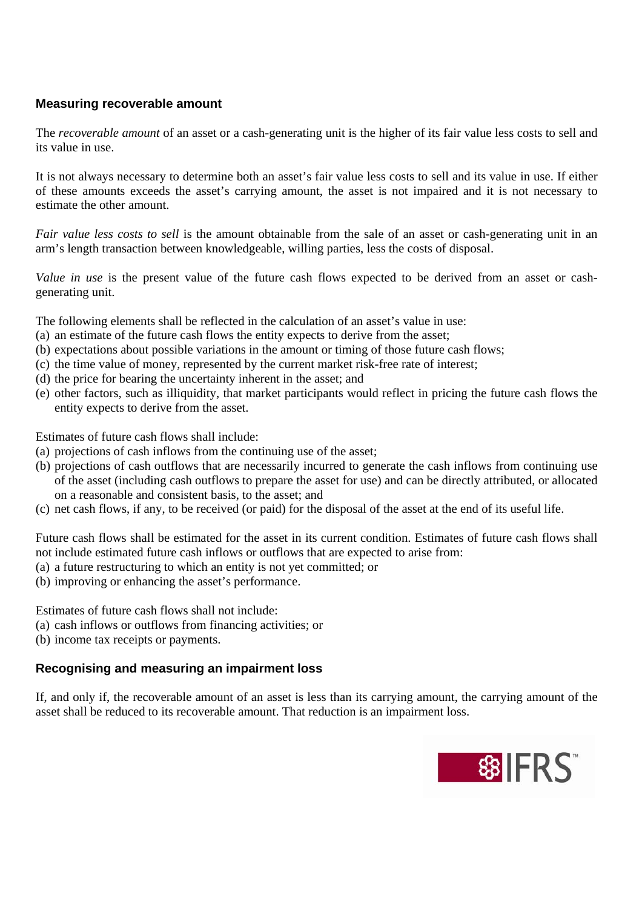## Measuring recoverable amount

The *recoverable amount* of an asset or a cash-generating unit is the higher of its fair value less costs to sell and its value in use.

It is not always necessary to determine both an asset's fair value less costs to sell and its value in use. If either of these amounts exceeds the asset's carrying amount, the asset is not impaired and it is not necessary to estimate the other amount.

*Fair value less costs to sell* is the amount obtainable from the sale of an asset or cash-generating unit in an arm's length transaction between knowledgeable, willing parties, less the costs of disposal.

*Value in use* is the present value of the future cash flows expected to be derived from an asset or cash-generating unit.

The following elements shall be reflected in the calculation of an asset's value in use:

(a) an estimate of the future cash flows the entity expects to derive from the asset;
(b) expectations about possible variations in the amount or timing of those future cash flows;
(c) the time value of money, represented by the current market risk-free rate of interest;
(d) the price for bearing the uncertainty inherent in the asset; and
(e) other factors, such as illiquidity, that market participants would reflect in pricing the future cash flows the entity expects to derive from the asset.

Estimates of future cash flows shall include:

(a) projections of cash inflows from the continuing use of the asset;
(b) projections of cash outflows that are necessarily incurred to generate the cash inflows from continuing use of the asset (including cash outflows to prepare the asset for use) and can be directly attributed, or allocated on a reasonable and consistent basis, to the asset; and
(c) net cash flows, if any, to be received (or paid) for the disposal of the asset at the end of its useful life.

Future cash flows shall be estimated for the asset in its current condition. Estimates of future cash flows shall not include estimated future cash inflows or outflows that are expected to arise from:

(a) a future restructuring to which an entity is not yet committed; or
(b) improving or enhancing the asset's performance.

Estimates of future cash flows shall not include:

(a) cash inflows or outflows from financing activities; or
(b) income tax receipts or payments.

## Recognising and measuring an impairment loss

If, and only if, the recoverable amount of an asset is less than its carrying amount, the carrying amount of the asset shall be reduced to its recoverable amount. That reduction is an impairment loss.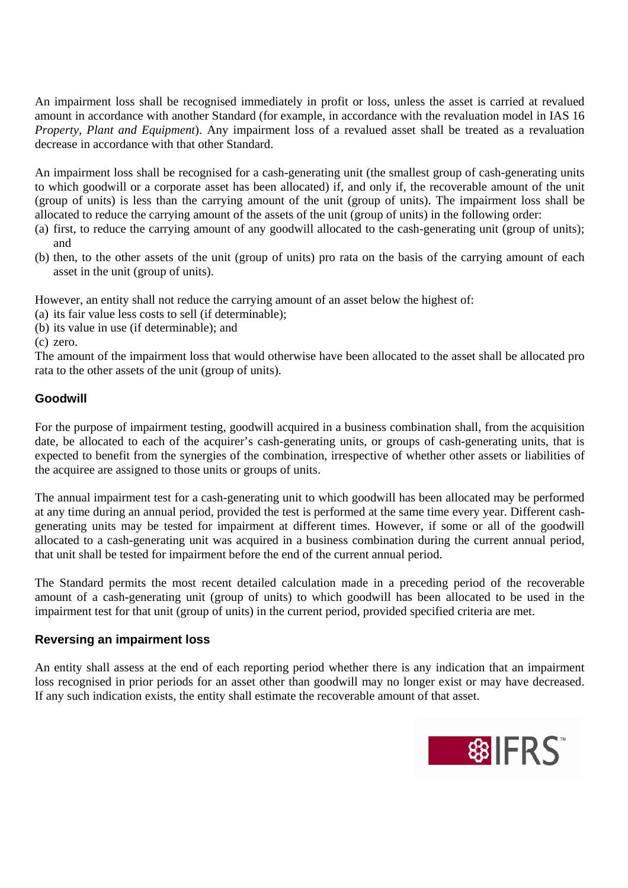An impairment loss shall be recognised immediately in profit or loss, unless the asset is carried at revalued amount in accordance with another Standard (for example, in accordance with the revaluation model in IAS 16 *Property, Plant and Equipment*). Any impairment loss of a revalued asset shall be treated as a revaluation decrease in accordance with that other Standard.

An impairment loss shall be recognised for a cash-generating unit (the smallest group of cash-generating units to which goodwill or a corporate asset has been allocated) if, and only if, the recoverable amount of the unit (group of units) is less than the carrying amount of the unit (group of units). The impairment loss shall be allocated to reduce the carrying amount of the assets of the unit (group of units) in the following order:

(a) first, to reduce the carrying amount of any goodwill allocated to the cash-generating unit (group of units); and

(b) then, to the other assets of the unit (group of units) pro rata on the basis of the carrying amount of each asset in the unit (group of units).

However, an entity shall not reduce the carrying amount of an asset below the highest of:

(a) its fair value less costs to sell (if determinable);

(b) its value in use (if determinable); and

(c) zero.

The amount of the impairment loss that would otherwise have been allocated to the asset shall be allocated pro rata to the other assets of the unit (group of units).

## Goodwill

For the purpose of impairment testing, goodwill acquired in a business combination shall, from the acquisition date, be allocated to each of the acquirer's cash-generating units, or groups of cash-generating units, that is expected to benefit from the synergies of the combination, irrespective of whether other assets or liabilities of the acquiree are assigned to those units or groups of units.

The annual impairment test for a cash-generating unit to which goodwill has been allocated may be performed at any time during an annual period, provided the test is performed at the same time every year. Different cash-generating units may be tested for impairment at different times. However, if some or all of the goodwill allocated to a cash-generating unit was acquired in a business combination during the current annual period, that unit shall be tested for impairment before the end of the current annual period.

The Standard permits the most recent detailed calculation made in a preceding period of the recoverable amount of a cash-generating unit (group of units) to which goodwill has been allocated to be used in the impairment test for that unit (group of units) in the current period, provided specified criteria are met.

## Reversing an impairment loss

An entity shall assess at the end of each reporting period whether there is any indication that an impairment loss recognised in prior periods for an asset other than goodwill may no longer exist or may have decreased. If any such indication exists, the entity shall estimate the recoverable amount of that asset.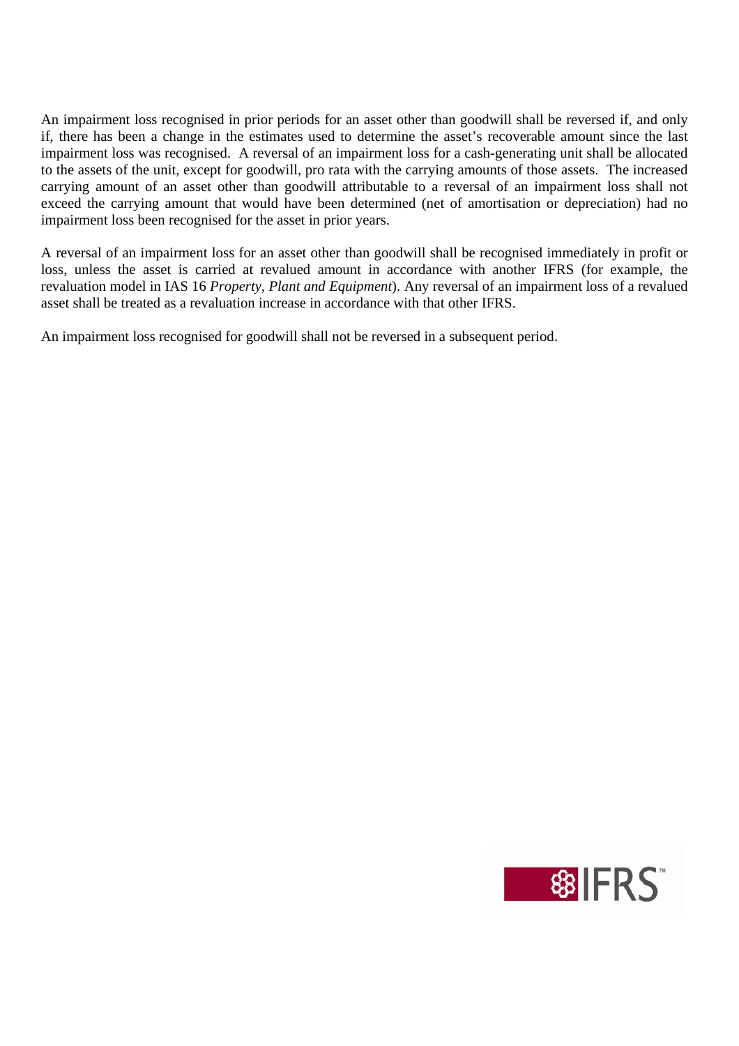An impairment loss recognised in prior periods for an asset other than goodwill shall be reversed if, and only if, there has been a change in the estimates used to determine the asset's recoverable amount since the last impairment loss was recognised. A reversal of an impairment loss for a cash-generating unit shall be allocated to the assets of the unit, except for goodwill, pro rata with the carrying amounts of those assets. The increased carrying amount of an asset other than goodwill attributable to a reversal of an impairment loss shall not exceed the carrying amount that would have been determined (net of amortisation or depreciation) had no impairment loss been recognised for the asset in prior years.

A reversal of an impairment loss for an asset other than goodwill shall be recognised immediately in profit or loss, unless the asset is carried at revalued amount in accordance with another IFRS (for example, the revaluation model in IAS 16 *Property, Plant and Equipment*). Any reversal of an impairment loss of a revalued asset shall be treated as a revaluation increase in accordance with that other IFRS.

An impairment loss recognised for goodwill shall not be reversed in a subsequent period.